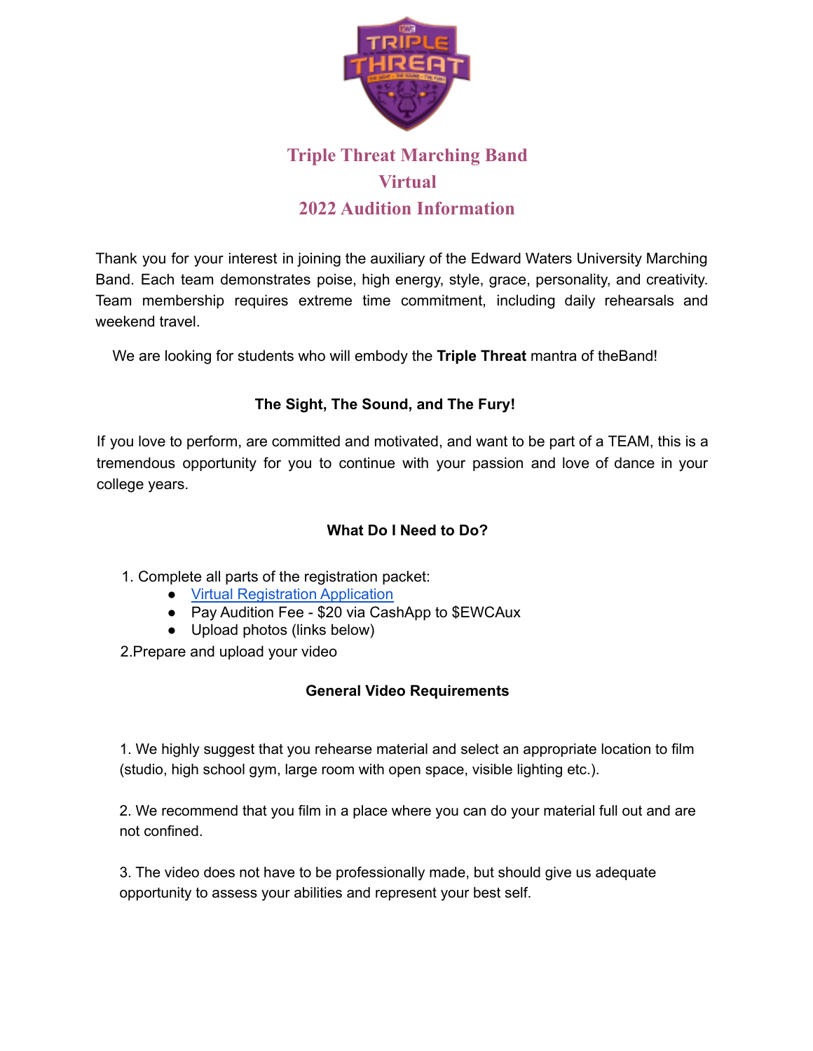# Triple Threat Marching Band
# Virtual
# 2022 Audition Information

Thank you for your interest in joining the auxiliary of the Edward Waters University Marching Band. Each team demonstrates poise, high energy, style, grace, personality, and creativity. Team membership requires extreme time commitment, including daily rehearsals and weekend travel.

We are looking for students who will embody the **Triple Threat** mantra of theBand!

**The Sight, The Sound, and The Fury!**

If you love to perform, are committed and motivated, and want to be part of a TEAM, this is a tremendous opportunity for you to continue with your passion and love of dance in your college years.

**What Do I Need to Do?**

1. Complete all parts of the registration packet:
   - Virtual Registration Application
   - Pay Audition Fee - $20 via CashApp to $EWCAux
   - Upload photos (links below)

2.Prepare and upload your video

**General Video Requirements**

1. We highly suggest that you rehearse material and select an appropriate location to film (studio, high school gym, large room with open space, visible lighting etc.).

2. We recommend that you film in a place where you can do your material full out and are not confined.

3. The video does not have to be professionally made, but should give us adequate opportunity to assess your abilities and represent your best self.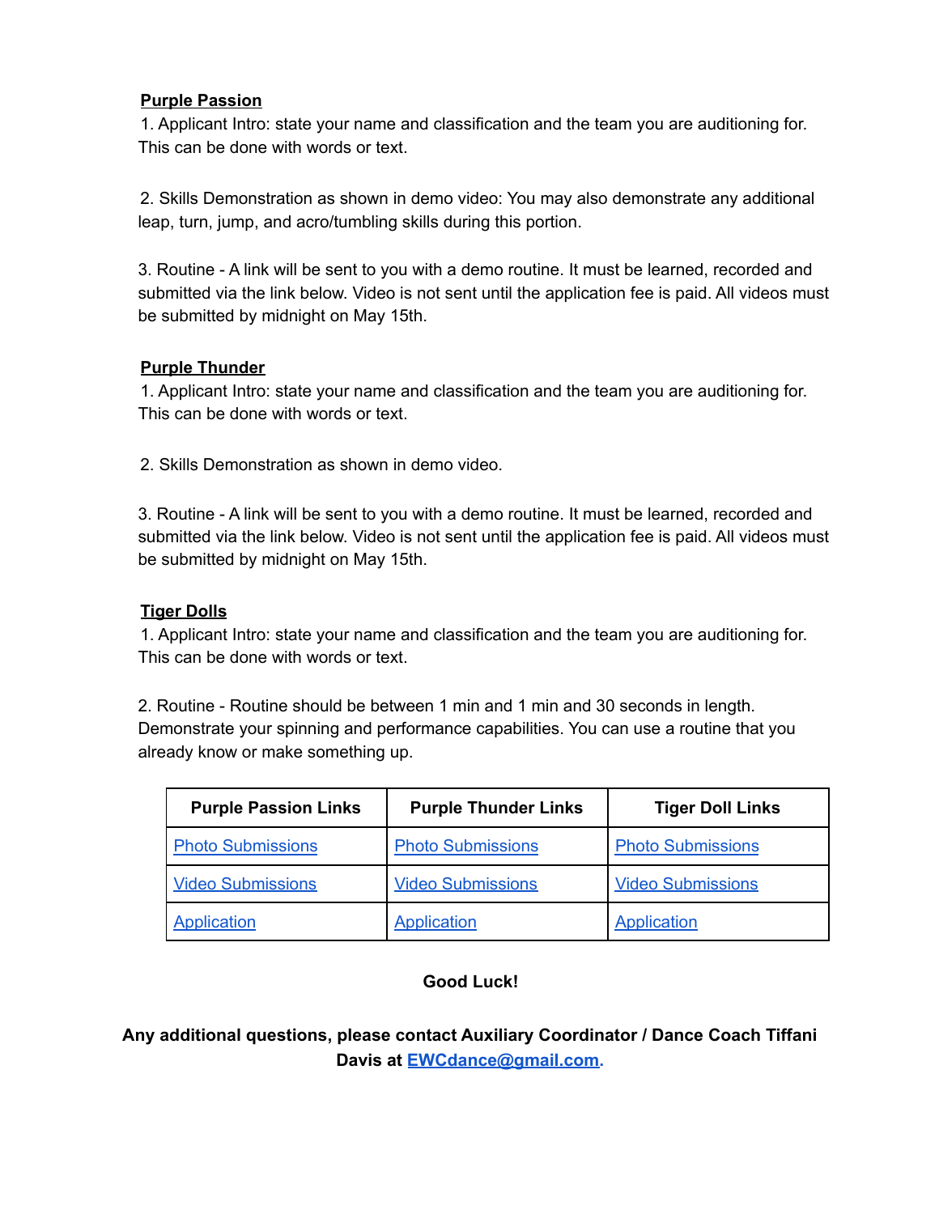**Purple Passion**

1. Applicant Intro: state your name and classification and the team you are auditioning for. This can be done with words or text.

2. Skills Demonstration as shown in demo video: You may also demonstrate any additional leap, turn, jump, and acro/tumbling skills during this portion.

3. Routine - A link will be sent to you with a demo routine. It must be learned, recorded and submitted via the link below. Video is not sent until the application fee is paid. All videos must be submitted by midnight on May 15th.

**Purple Thunder**

1. Applicant Intro: state your name and classification and the team you are auditioning for. This can be done with words or text.

2. Skills Demonstration as shown in demo video.

3. Routine - A link will be sent to you with a demo routine. It must be learned, recorded and submitted via the link below. Video is not sent until the application fee is paid. All videos must be submitted by midnight on May 15th.

**Tiger Dolls**

1. Applicant Intro: state your name and classification and the team you are auditioning for. This can be done with words or text.

2. Routine - Routine should be between 1 min and 1 min and 30 seconds in length. Demonstrate your spinning and performance capabilities. You can use a routine that you already know or make something up.

| Purple Passion Links | Purple Thunder Links | Tiger Doll Links |
|---|---|---|
| Photo Submissions | Photo Submissions | Photo Submissions |
| Video Submissions | Video Submissions | Video Submissions |
| Application | Application | Application |

**Good Luck!**

**Any additional questions, please contact Auxiliary Coordinator / Dance Coach Tiffani Davis at EWCdance@gmail.com.**